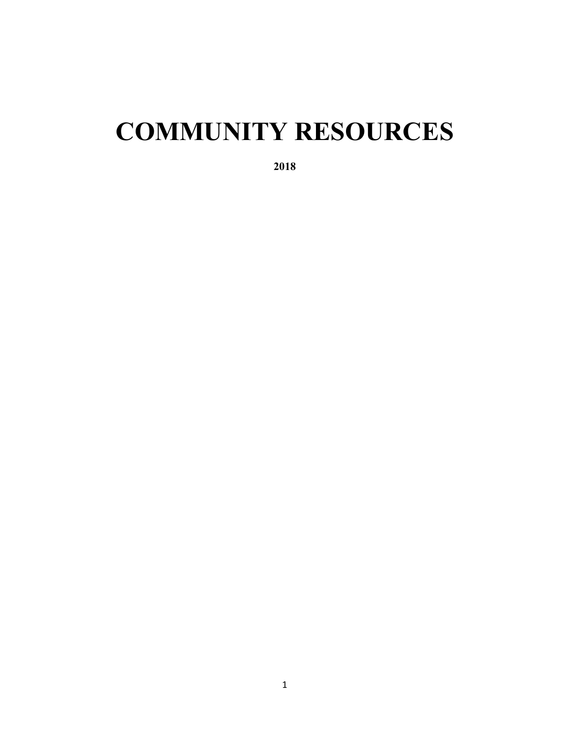# COMMUNITY RESOURCES

**2018**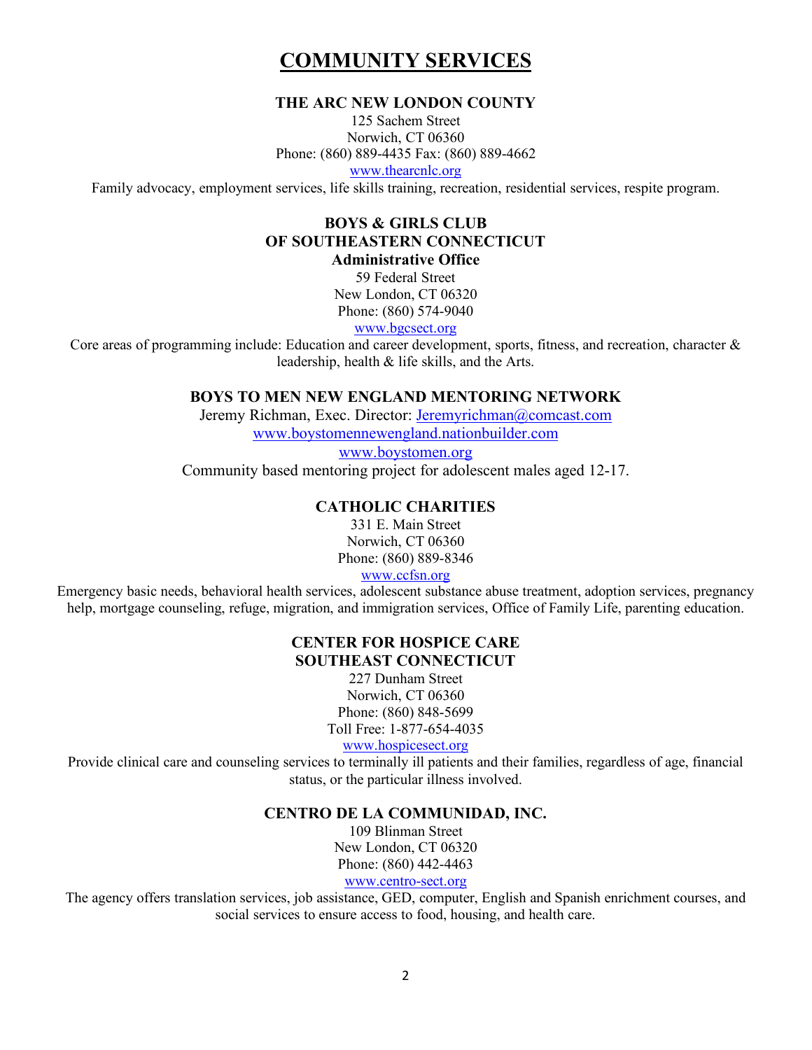# COMMUNITY SERVICES

### THE ARC NEW LONDON COUNTY

125 Sachem Street
Norwich, CT 06360
Phone: (860) 889-4435 Fax: (860) 889-4662
www.thearcnlc.org

Family advocacy, employment services, life skills training, recreation, residential services, respite program.

### BOYS & GIRLS CLUB OF SOUTHEASTERN CONNECTICUT

**Administrative Office**

59 Federal Street
New London, CT 06320
Phone: (860) 574-9040
www.bgcsect.org

Core areas of programming include: Education and career development, sports, fitness, and recreation, character & leadership, health & life skills, and the Arts.

### BOYS TO MEN NEW ENGLAND MENTORING NETWORK

Jeremy Richman, Exec. Director: Jeremyrichman@comcast.com
www.boystomennewengland.nationbuilder.com
www.boystomen.org

Community based mentoring project for adolescent males aged 12-17.

### CATHOLIC CHARITIES

331 E. Main Street
Norwich, CT 06360
Phone: (860) 889-8346
www.ccfsn.org

Emergency basic needs, behavioral health services, adolescent substance abuse treatment, adoption services, pregnancy help, mortgage counseling, refuge, migration, and immigration services, Office of Family Life, parenting education.

### CENTER FOR HOSPICE CARE SOUTHEAST CONNECTICUT

227 Dunham Street
Norwich, CT 06360
Phone: (860) 848-5699
Toll Free: 1-877-654-4035
www.hospicesect.org

Provide clinical care and counseling services to terminally ill patients and their families, regardless of age, financial status, or the particular illness involved.

### CENTRO DE LA COMMUNIDAD, INC.

109 Blinman Street
New London, CT 06320
Phone: (860) 442-4463
www.centro-sect.org

The agency offers translation services, job assistance, GED, computer, English and Spanish enrichment courses, and social services to ensure access to food, housing, and health care.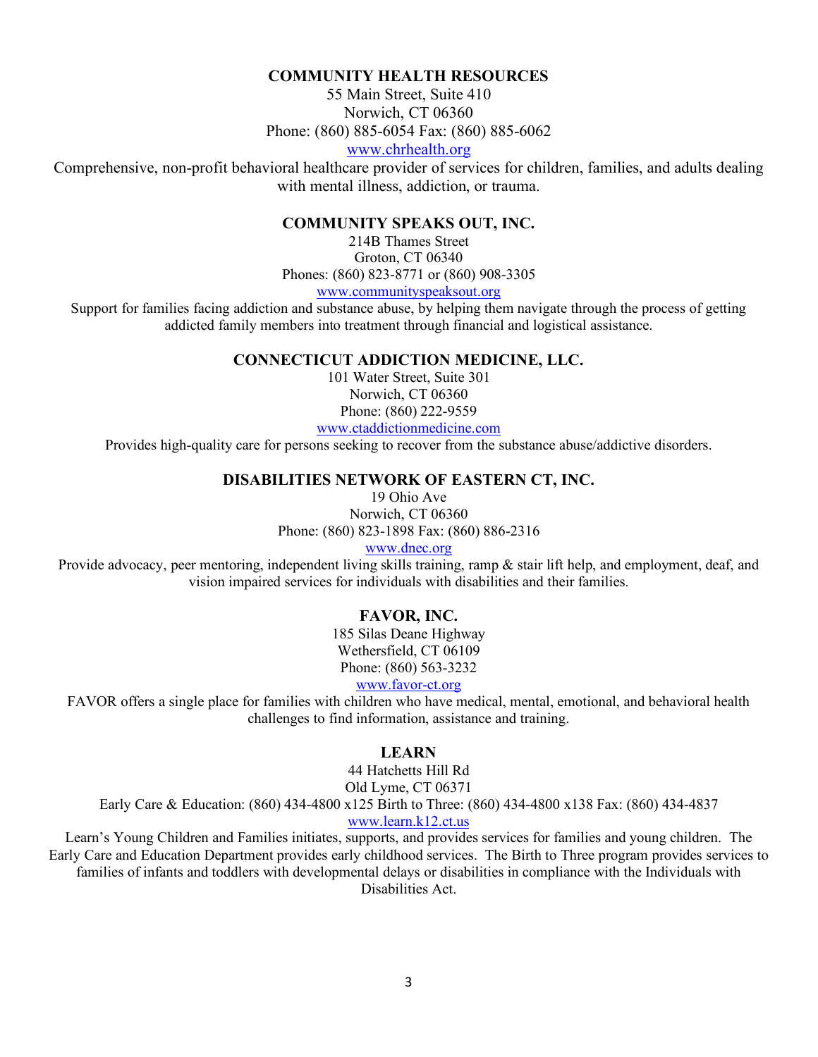## COMMUNITY HEALTH RESOURCES

55 Main Street, Suite 410
Norwich, CT 06360
Phone: (860) 885-6054 Fax: (860) 885-6062
www.chrhealth.org

Comprehensive, non-profit behavioral healthcare provider of services for children, families, and adults dealing with mental illness, addiction, or trauma.

## COMMUNITY SPEAKS OUT, INC.

214B Thames Street
Groton, CT 06340
Phones: (860) 823-8771 or (860) 908-3305
www.communityspeaksout.org

Support for families facing addiction and substance abuse, by helping them navigate through the process of getting addicted family members into treatment through financial and logistical assistance.

## CONNECTICUT ADDICTION MEDICINE, LLC.

101 Water Street, Suite 301
Norwich, CT 06360
Phone: (860) 222-9559
www.ctaddictionmedicine.com

Provides high-quality care for persons seeking to recover from the substance abuse/addictive disorders.

## DISABILITIES NETWORK OF EASTERN CT, INC.

19 Ohio Ave
Norwich, CT 06360
Phone: (860) 823-1898 Fax: (860) 886-2316
www.dnec.org

Provide advocacy, peer mentoring, independent living skills training, ramp & stair lift help, and employment, deaf, and vision impaired services for individuals with disabilities and their families.

## FAVOR, INC.

185 Silas Deane Highway
Wethersfield, CT 06109
Phone: (860) 563-3232
www.favor-ct.org

FAVOR offers a single place for families with children who have medical, mental, emotional, and behavioral health challenges to find information, assistance and training.

## LEARN

44 Hatchetts Hill Rd
Old Lyme, CT 06371
Early Care & Education: (860) 434-4800 x125 Birth to Three: (860) 434-4800 x138 Fax: (860) 434-4837
www.learn.k12.ct.us

Learn's Young Children and Families initiates, supports, and provides services for families and young children. The Early Care and Education Department provides early childhood services. The Birth to Three program provides services to families of infants and toddlers with developmental delays or disabilities in compliance with the Individuals with Disabilities Act.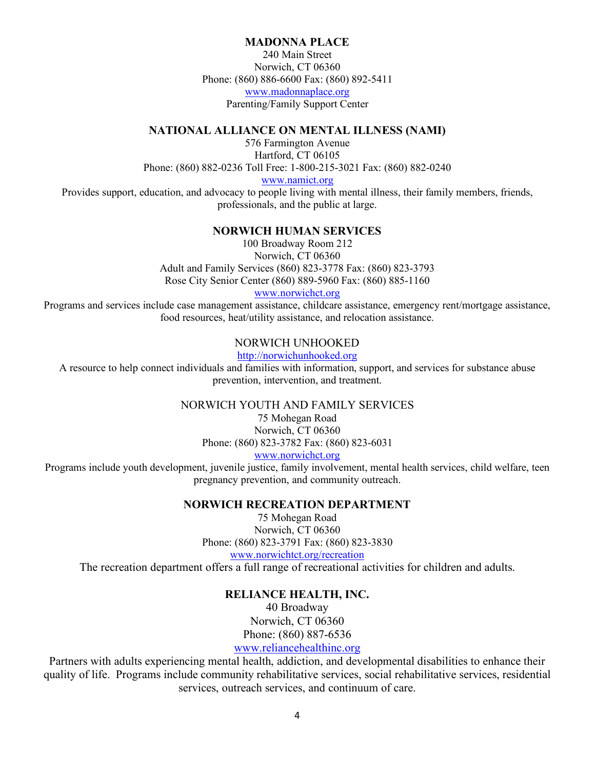**MADONNA PLACE**

240 Main Street
Norwich, CT 06360
Phone: (860) 886-6600 Fax: (860) 892-5411
www.madonnaplace.org
Parenting/Family Support Center

**NATIONAL ALLIANCE ON MENTAL ILLNESS (NAMI)**

576 Farmington Avenue
Hartford, CT 06105
Phone: (860) 882-0236 Toll Free: 1-800-215-3021 Fax: (860) 882-0240
www.namict.org
Provides support, education, and advocacy to people living with mental illness, their family members, friends, professionals, and the public at large.

**NORWICH HUMAN SERVICES**

100 Broadway Room 212
Norwich, CT 06360
Adult and Family Services (860) 823-3778 Fax: (860) 823-3793
Rose City Senior Center (860) 889-5960 Fax: (860) 885-1160
www.norwichct.org
Programs and services include case management assistance, childcare assistance, emergency rent/mortgage assistance, food resources, heat/utility assistance, and relocation assistance.

NORWICH UNHOOKED

http://norwichunhooked.org
A resource to help connect individuals and families with information, support, and services for substance abuse prevention, intervention, and treatment.

NORWICH YOUTH AND FAMILY SERVICES

75 Mohegan Road
Norwich, CT 06360
Phone: (860) 823-3782 Fax: (860) 823-6031
www.norwichct.org
Programs include youth development, juvenile justice, family involvement, mental health services, child welfare, teen pregnancy prevention, and community outreach.

**NORWICH RECREATION DEPARTMENT**

75 Mohegan Road
Norwich, CT 06360
Phone: (860) 823-3791 Fax: (860) 823-3830
www.norwichtct.org/recreation
The recreation department offers a full range of recreational activities for children and adults.

**RELIANCE HEALTH, INC.**

40 Broadway
Norwich, CT 06360
Phone: (860) 887-6536
www.reliancehealthinc.org
Partners with adults experiencing mental health, addiction, and developmental disabilities to enhance their quality of life. Programs include community rehabilitative services, social rehabilitative services, residential services, outreach services, and continuum of care.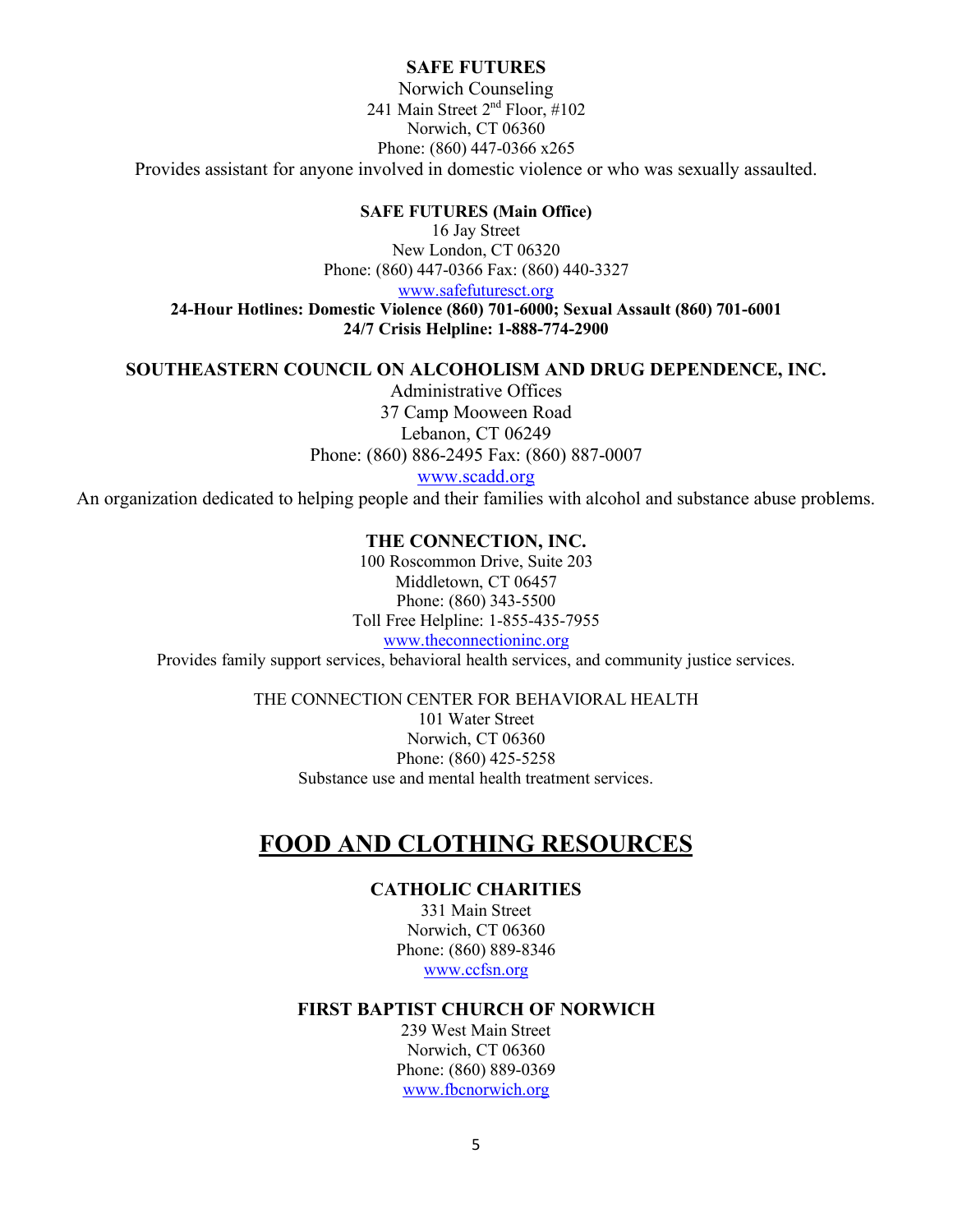**SAFE FUTURES**

Norwich Counseling
241 Main Street 2nd Floor, #102
Norwich, CT 06360
Phone: (860) 447-0366 x265

Provides assistant for anyone involved in domestic violence or who was sexually assaulted.

**SAFE FUTURES (Main Office)**

16 Jay Street
New London, CT 06320
Phone: (860) 447-0366 Fax: (860) 440-3327
www.safefuturesct.org

**24-Hour Hotlines: Domestic Violence (860) 701-6000; Sexual Assault (860) 701-6001**
**24/7 Crisis Helpline: 1-888-774-2900**

**SOUTHEASTERN COUNCIL ON ALCOHOLISM AND DRUG DEPENDENCE, INC.**

Administrative Offices
37 Camp Mooween Road
Lebanon, CT 06249
Phone: (860) 886-2495 Fax: (860) 887-0007
www.scadd.org

An organization dedicated to helping people and their families with alcohol and substance abuse problems.

**THE CONNECTION, INC.**

100 Roscommon Drive, Suite 203
Middletown, CT 06457
Phone: (860) 343-5500
Toll Free Helpline: 1-855-435-7955
www.theconnectioninc.org

Provides family support services, behavioral health services, and community justice services.

THE CONNECTION CENTER FOR BEHAVIORAL HEALTH
101 Water Street
Norwich, CT 06360
Phone: (860) 425-5258
Substance use and mental health treatment services.

# FOOD AND CLOTHING RESOURCES

**CATHOLIC CHARITIES**

331 Main Street
Norwich, CT 06360
Phone: (860) 889-8346
www.ccfsn.org

**FIRST BAPTIST CHURCH OF NORWICH**

239 West Main Street
Norwich, CT 06360
Phone: (860) 889-0369
www.fbcnorwich.org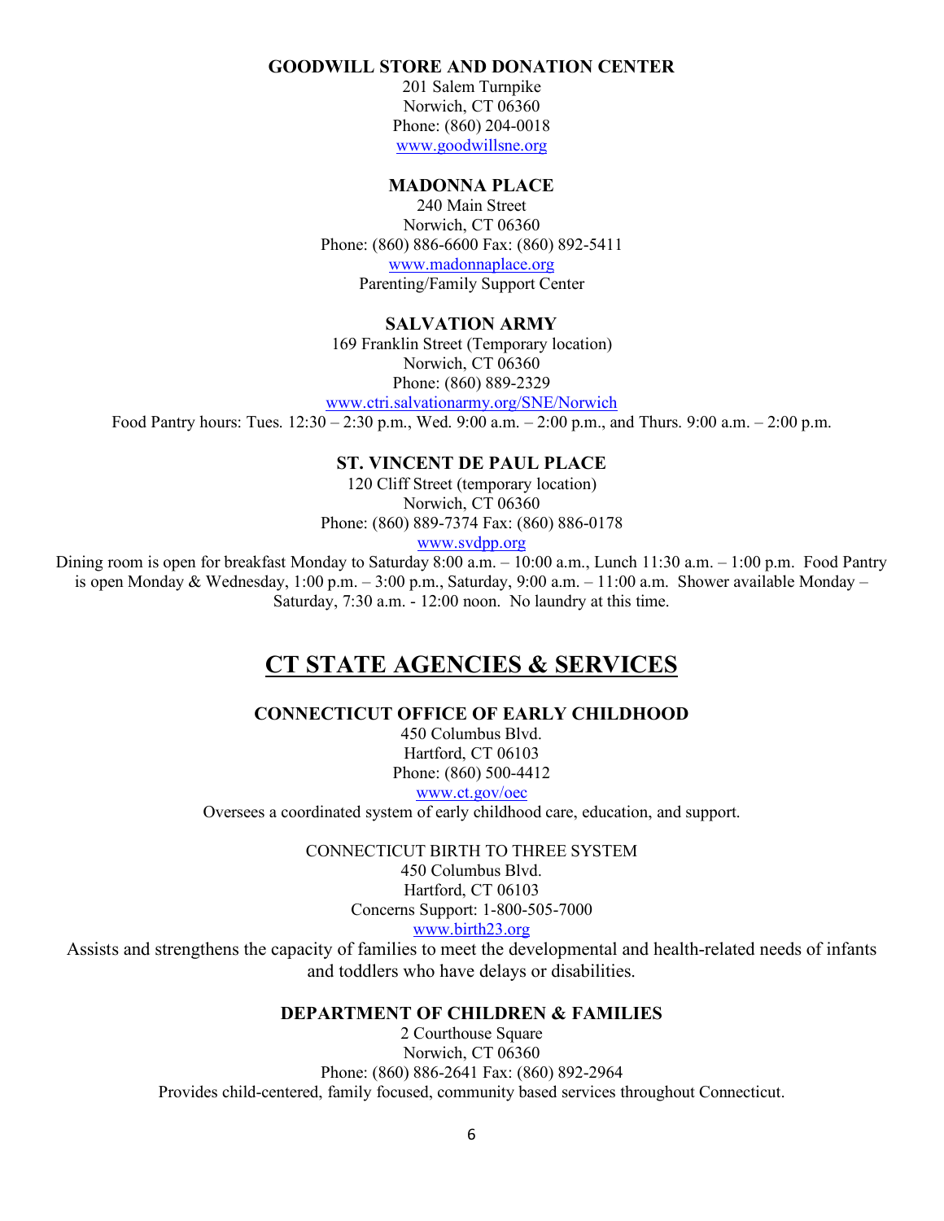**GOODWILL STORE AND DONATION CENTER**

201 Salem Turnpike
Norwich, CT 06360
Phone: (860) 204-0018
www.goodwillsne.org

**MADONNA PLACE**

240 Main Street
Norwich, CT 06360
Phone: (860) 886-6600 Fax: (860) 892-5411
www.madonnaplace.org
Parenting/Family Support Center

**SALVATION ARMY**

169 Franklin Street (Temporary location)
Norwich, CT 06360
Phone: (860) 889-2329
www.ctri.salvationarmy.org/SNE/Norwich
Food Pantry hours: Tues. 12:30 – 2:30 p.m., Wed. 9:00 a.m. – 2:00 p.m., and Thurs. 9:00 a.m. – 2:00 p.m.

**ST. VINCENT DE PAUL PLACE**

120 Cliff Street (temporary location)
Norwich, CT 06360
Phone: (860) 889-7374 Fax: (860) 886-0178
www.svdpp.org
Dining room is open for breakfast Monday to Saturday 8:00 a.m. – 10:00 a.m., Lunch 11:30 a.m. – 1:00 p.m. Food Pantry is open Monday & Wednesday, 1:00 p.m. – 3:00 p.m., Saturday, 9:00 a.m. – 11:00 a.m. Shower available Monday – Saturday, 7:30 a.m. - 12:00 noon. No laundry at this time.

## CT STATE AGENCIES & SERVICES

**CONNECTICUT OFFICE OF EARLY CHILDHOOD**

450 Columbus Blvd.
Hartford, CT 06103
Phone: (860) 500-4412
www.ct.gov/oec
Oversees a coordinated system of early childhood care, education, and support.

CONNECTICUT BIRTH TO THREE SYSTEM
450 Columbus Blvd.
Hartford, CT 06103
Concerns Support: 1-800-505-7000
www.birth23.org
Assists and strengthens the capacity of families to meet the developmental and health-related needs of infants and toddlers who have delays or disabilities.

**DEPARTMENT OF CHILDREN & FAMILIES**

2 Courthouse Square
Norwich, CT 06360
Phone: (860) 886-2641 Fax: (860) 892-2964
Provides child-centered, family focused, community based services throughout Connecticut.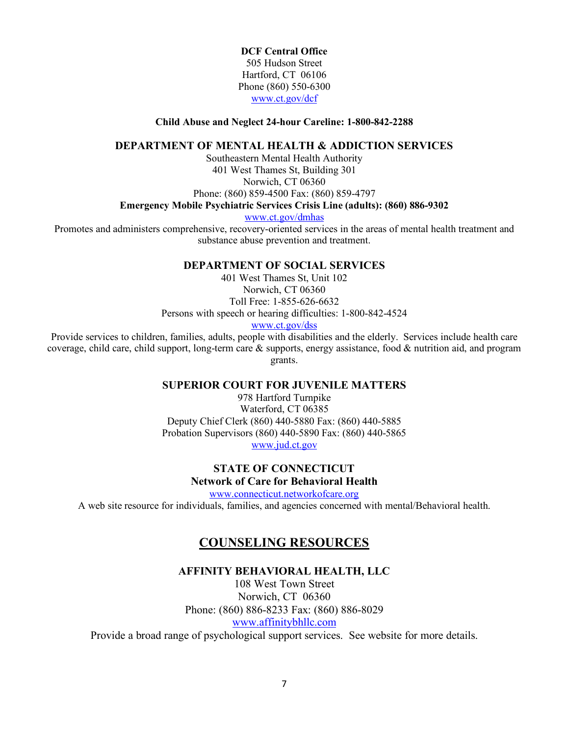**DCF Central Office**
505 Hudson Street
Hartford, CT 06106
Phone (860) 550-6300
www.ct.gov/dcf

**Child Abuse and Neglect 24-hour Careline: 1-800-842-2288**

### DEPARTMENT OF MENTAL HEALTH & ADDICTION SERVICES

Southeastern Mental Health Authority
401 West Thames St, Building 301
Norwich, CT 06360
Phone: (860) 859-4500 Fax: (860) 859-4797
**Emergency Mobile Psychiatric Services Crisis Line (adults): (860) 886-9302**
www.ct.gov/dmhas

Promotes and administers comprehensive, recovery-oriented services in the areas of mental health treatment and substance abuse prevention and treatment.

### DEPARTMENT OF SOCIAL SERVICES

401 West Thames St, Unit 102
Norwich, CT 06360
Toll Free: 1-855-626-6632
Persons with speech or hearing difficulties: 1-800-842-4524
www.ct.gov/dss

Provide services to children, families, adults, people with disabilities and the elderly. Services include health care coverage, child care, child support, long-term care & supports, energy assistance, food & nutrition aid, and program grants.

### SUPERIOR COURT FOR JUVENILE MATTERS

978 Hartford Turnpike
Waterford, CT 06385
Deputy Chief Clerk (860) 440-5880 Fax: (860) 440-5885
Probation Supervisors (860) 440-5890 Fax: (860) 440-5865
www.jud.ct.gov

### STATE OF CONNECTICUT
**Network of Care for Behavioral Health**

www.connecticut.networkofcare.org

A web site resource for individuals, families, and agencies concerned with mental/Behavioral health.

## COUNSELING RESOURCES

### AFFINITY BEHAVIORAL HEALTH, LLC

108 West Town Street
Norwich, CT 06360
Phone: (860) 886-8233 Fax: (860) 886-8029
www.affinitybhllc.com

Provide a broad range of psychological support services. See website for more details.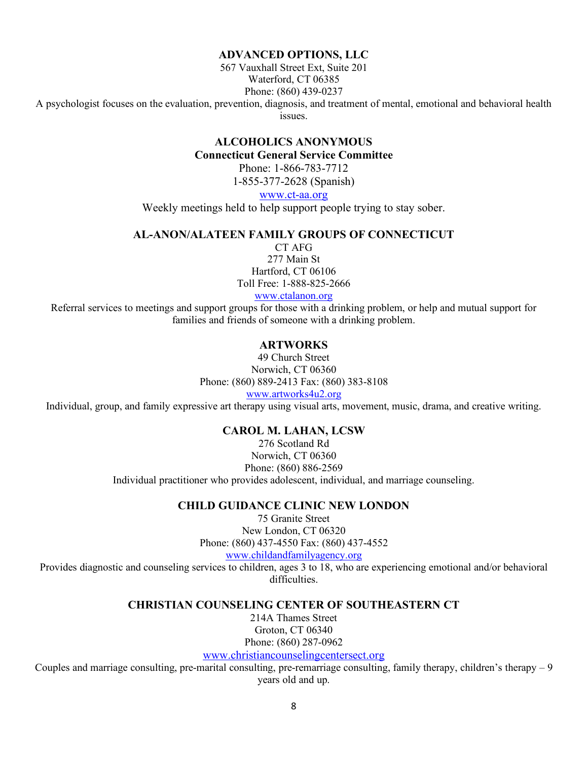**ADVANCED OPTIONS, LLC**

567 Vauxhall Street Ext, Suite 201
Waterford, CT 06385
Phone: (860) 439-0237

A psychologist focuses on the evaluation, prevention, diagnosis, and treatment of mental, emotional and behavioral health issues.

**ALCOHOLICS ANONYMOUS**
**Connecticut General Service Committee**

Phone: 1-866-783-7712
1-855-377-2628 (Spanish)
www.ct-aa.org

Weekly meetings held to help support people trying to stay sober.

**AL-ANON/ALATEEN FAMILY GROUPS OF CONNECTICUT**

CT AFG
277 Main St
Hartford, CT 06106
Toll Free: 1-888-825-2666
www.ctalanon.org

Referral services to meetings and support groups for those with a drinking problem, or help and mutual support for families and friends of someone with a drinking problem.

**ARTWORKS**

49 Church Street
Norwich, CT 06360
Phone: (860) 889-2413 Fax: (860) 383-8108
www.artworks4u2.org

Individual, group, and family expressive art therapy using visual arts, movement, music, drama, and creative writing.

**CAROL M. LAHAN, LCSW**

276 Scotland Rd
Norwich, CT 06360
Phone: (860) 886-2569

Individual practitioner who provides adolescent, individual, and marriage counseling.

**CHILD GUIDANCE CLINIC NEW LONDON**

75 Granite Street
New London, CT 06320
Phone: (860) 437-4550 Fax: (860) 437-4552
www.childandfamilyagency.org

Provides diagnostic and counseling services to children, ages 3 to 18, who are experiencing emotional and/or behavioral difficulties.

**CHRISTIAN COUNSELING CENTER OF SOUTHEASTERN CT**

214A Thames Street
Groton, CT 06340
Phone: (860) 287-0962
www.christiancounselingcentersect.org

Couples and marriage consulting, pre-marital consulting, pre-remarriage consulting, family therapy, children's therapy – 9 years old and up.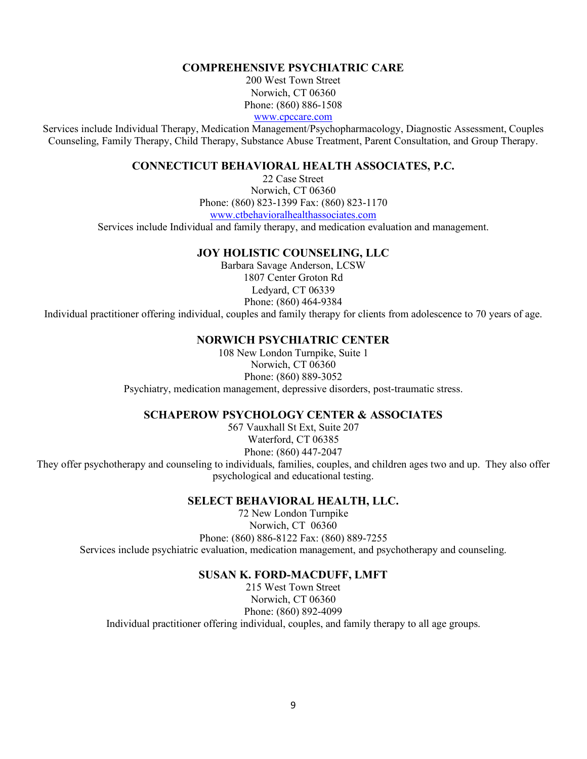**COMPREHENSIVE PSYCHIATRIC CARE**

200 West Town Street
Norwich, CT 06360
Phone: (860) 886-1508
www.cpccare.com

Services include Individual Therapy, Medication Management/Psychopharmacology, Diagnostic Assessment, Couples Counseling, Family Therapy, Child Therapy, Substance Abuse Treatment, Parent Consultation, and Group Therapy.

**CONNECTICUT BEHAVIORAL HEALTH ASSOCIATES, P.C.**

22 Case Street
Norwich, CT 06360
Phone: (860) 823-1399 Fax: (860) 823-1170
www.ctbehavioralhealthassociates.com

Services include Individual and family therapy, and medication evaluation and management.

**JOY HOLISTIC COUNSELING, LLC**

Barbara Savage Anderson, LCSW
1807 Center Groton Rd
Ledyard, CT 06339
Phone: (860) 464-9384

Individual practitioner offering individual, couples and family therapy for clients from adolescence to 70 years of age.

**NORWICH PSYCHIATRIC CENTER**

108 New London Turnpike, Suite 1
Norwich, CT 06360
Phone: (860) 889-3052

Psychiatry, medication management, depressive disorders, post-traumatic stress.

**SCHAPEROW PSYCHOLOGY CENTER & ASSOCIATES**

567 Vauxhall St Ext, Suite 207
Waterford, CT 06385
Phone: (860) 447-2047

They offer psychotherapy and counseling to individuals, families, couples, and children ages two and up. They also offer psychological and educational testing.

**SELECT BEHAVIORAL HEALTH, LLC.**

72 New London Turnpike
Norwich, CT 06360
Phone: (860) 886-8122 Fax: (860) 889-7255

Services include psychiatric evaluation, medication management, and psychotherapy and counseling.

**SUSAN K. FORD-MACDUFF, LMFT**

215 West Town Street
Norwich, CT 06360
Phone: (860) 892-4099

Individual practitioner offering individual, couples, and family therapy to all age groups.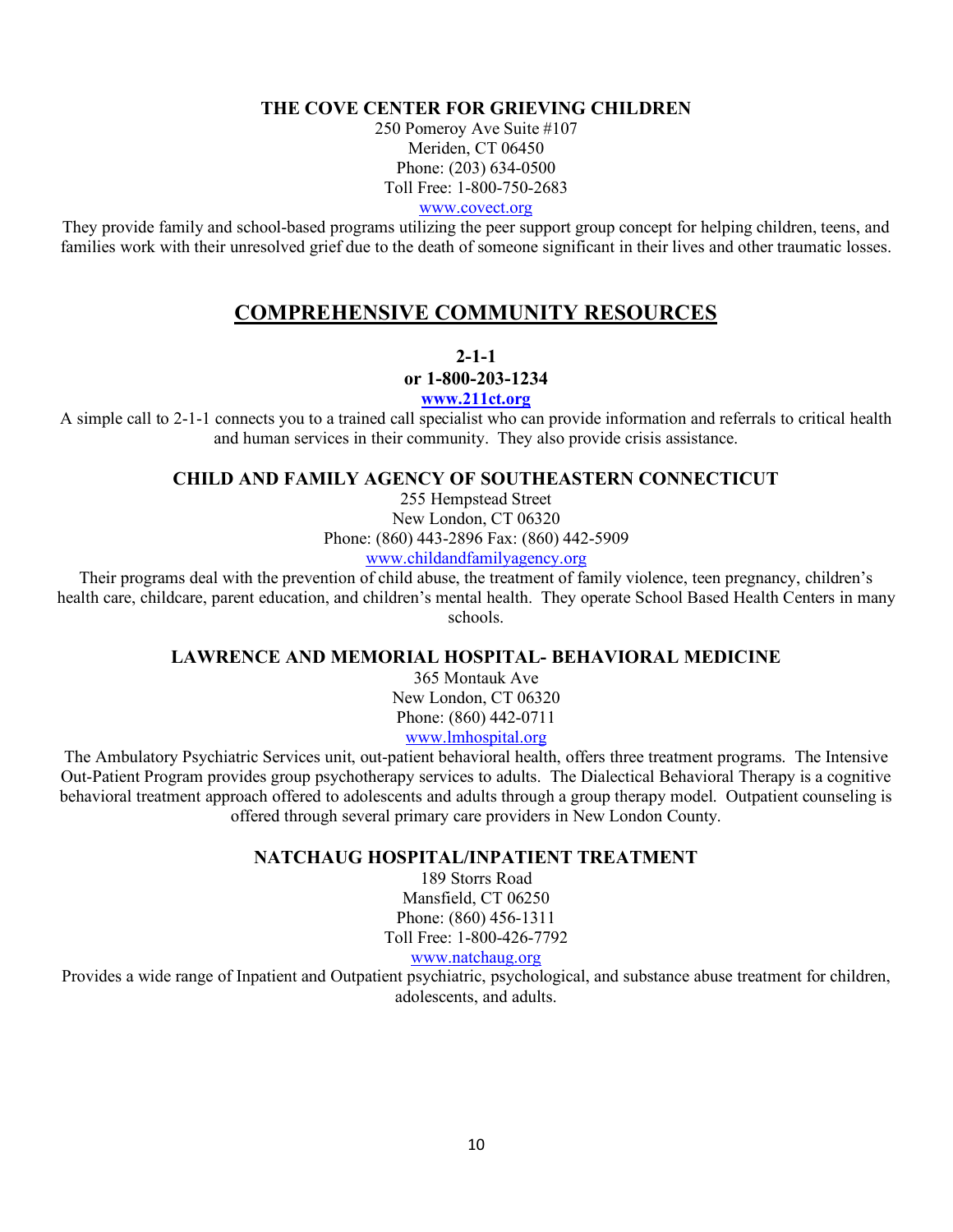**THE COVE CENTER FOR GRIEVING CHILDREN**

250 Pomeroy Ave Suite #107
Meriden, CT 06450
Phone: (203) 634-0500
Toll Free: 1-800-750-2683
www.covect.org

They provide family and school-based programs utilizing the peer support group concept for helping children, teens, and families work with their unresolved grief due to the death of someone significant in their lives and other traumatic losses.

## COMPREHENSIVE COMMUNITY RESOURCES

**2-1-1**
**or 1-800-203-1234**
**www.211ct.org**

A simple call to 2-1-1 connects you to a trained call specialist who can provide information and referrals to critical health and human services in their community. They also provide crisis assistance.

**CHILD AND FAMILY AGENCY OF SOUTHEASTERN CONNECTICUT**

255 Hempstead Street
New London, CT 06320
Phone: (860) 443-2896 Fax: (860) 442-5909
www.childandfamilyagency.org

Their programs deal with the prevention of child abuse, the treatment of family violence, teen pregnancy, children's health care, childcare, parent education, and children's mental health. They operate School Based Health Centers in many schools.

**LAWRENCE AND MEMORIAL HOSPITAL- BEHAVIORAL MEDICINE**

365 Montauk Ave
New London, CT 06320
Phone: (860) 442-0711
www.lmhospital.org

The Ambulatory Psychiatric Services unit, out-patient behavioral health, offers three treatment programs. The Intensive Out-Patient Program provides group psychotherapy services to adults. The Dialectical Behavioral Therapy is a cognitive behavioral treatment approach offered to adolescents and adults through a group therapy model. Outpatient counseling is offered through several primary care providers in New London County.

**NATCHAUG HOSPITAL/INPATIENT TREATMENT**

189 Storrs Road
Mansfield, CT 06250
Phone: (860) 456-1311
Toll Free: 1-800-426-7792
www.natchaug.org

Provides a wide range of Inpatient and Outpatient psychiatric, psychological, and substance abuse treatment for children, adolescents, and adults.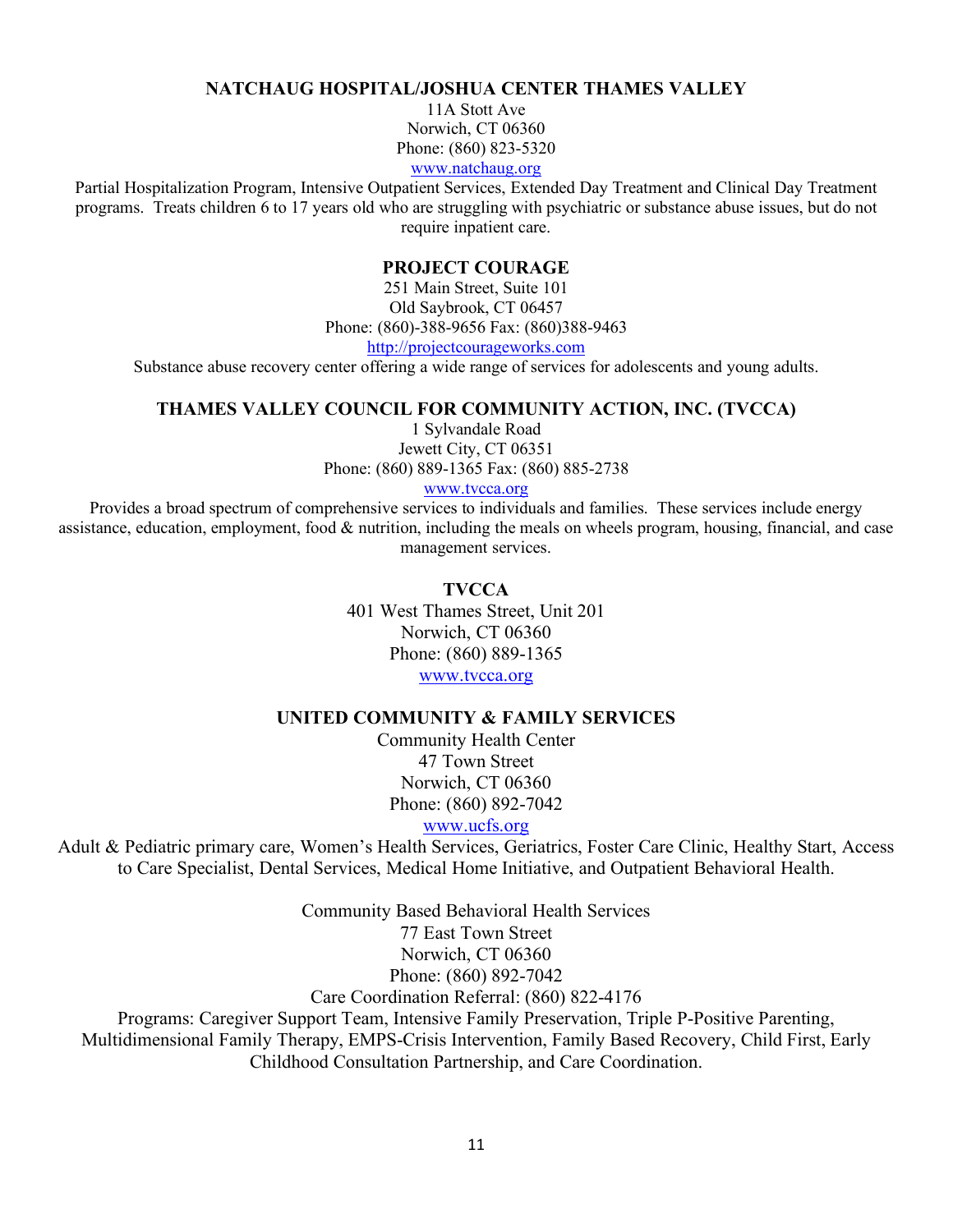**NATCHAUG HOSPITAL/JOSHUA CENTER THAMES VALLEY**

11A Stott Ave
Norwich, CT 06360
Phone: (860) 823-5320
www.natchaug.org

Partial Hospitalization Program, Intensive Outpatient Services, Extended Day Treatment and Clinical Day Treatment programs. Treats children 6 to 17 years old who are struggling with psychiatric or substance abuse issues, but do not require inpatient care.

**PROJECT COURAGE**

251 Main Street, Suite 101
Old Saybrook, CT 06457
Phone: (860)-388-9656 Fax: (860)388-9463
http://projectcourageworks.com

Substance abuse recovery center offering a wide range of services for adolescents and young adults.

**THAMES VALLEY COUNCIL FOR COMMUNITY ACTION, INC. (TVCCA)**

1 Sylvandale Road
Jewett City, CT 06351
Phone: (860) 889-1365 Fax: (860) 885-2738
www.tvcca.org

Provides a broad spectrum of comprehensive services to individuals and families. These services include energy assistance, education, employment, food & nutrition, including the meals on wheels program, housing, financial, and case management services.

**TVCCA**

401 West Thames Street, Unit 201
Norwich, CT 06360
Phone: (860) 889-1365
www.tvcca.org

**UNITED COMMUNITY & FAMILY SERVICES**

Community Health Center
47 Town Street
Norwich, CT 06360
Phone: (860) 892-7042
www.ucfs.org

Adult & Pediatric primary care, Women's Health Services, Geriatrics, Foster Care Clinic, Healthy Start, Access to Care Specialist, Dental Services, Medical Home Initiative, and Outpatient Behavioral Health.

Community Based Behavioral Health Services
77 East Town Street
Norwich, CT 06360
Phone: (860) 892-7042
Care Coordination Referral: (860) 822-4176

Programs: Caregiver Support Team, Intensive Family Preservation, Triple P-Positive Parenting, Multidimensional Family Therapy, EMPS-Crisis Intervention, Family Based Recovery, Child First, Early Childhood Consultation Partnership, and Care Coordination.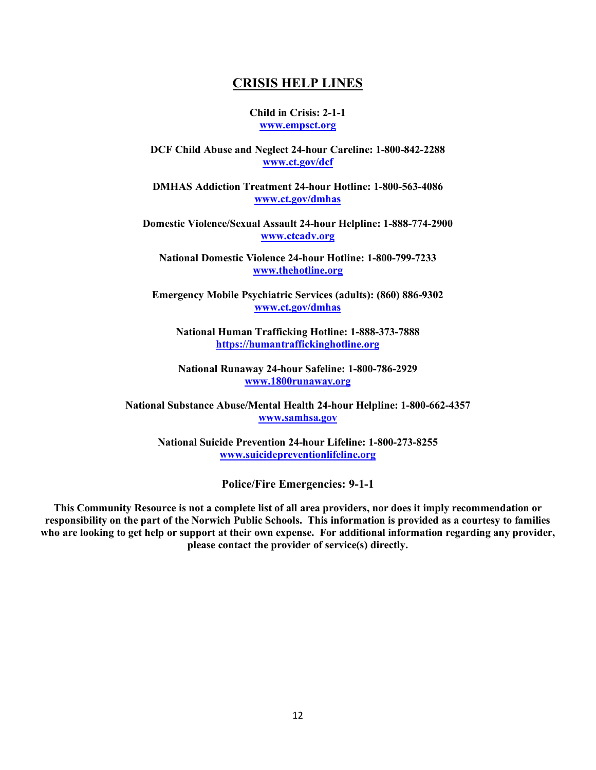## CRISIS HELP LINES

**Child in Crisis: 2-1-1**
**www.empsct.org**

**DCF Child Abuse and Neglect 24-hour Careline: 1-800-842-2288**
**www.ct.gov/dcf**

**DMHAS Addiction Treatment 24-hour Hotline: 1-800-563-4086**
**www.ct.gov/dmhas**

**Domestic Violence/Sexual Assault 24-hour Helpline: 1-888-774-2900**
**www.ctcadv.org**

**National Domestic Violence 24-hour Hotline: 1-800-799-7233**
**www.thehotline.org**

**Emergency Mobile Psychiatric Services (adults): (860) 886-9302**
**www.ct.gov/dmhas**

**National Human Trafficking Hotline: 1-888-373-7888**
**https://humantraffickinghotline.org**

**National Runaway 24-hour Safeline: 1-800-786-2929**
**www.1800runaway.org**

**National Substance Abuse/Mental Health 24-hour Helpline: 1-800-662-4357**
**www.samhsa.gov**

**National Suicide Prevention 24-hour Lifeline: 1-800-273-8255**
**www.suicidepreventionlifeline.org**

**Police/Fire Emergencies: 9-1-1**

**This Community Resource is not a complete list of all area providers, nor does it imply recommendation or responsibility on the part of the Norwich Public Schools. This information is provided as a courtesy to families who are looking to get help or support at their own expense. For additional information regarding any provider, please contact the provider of service(s) directly.**